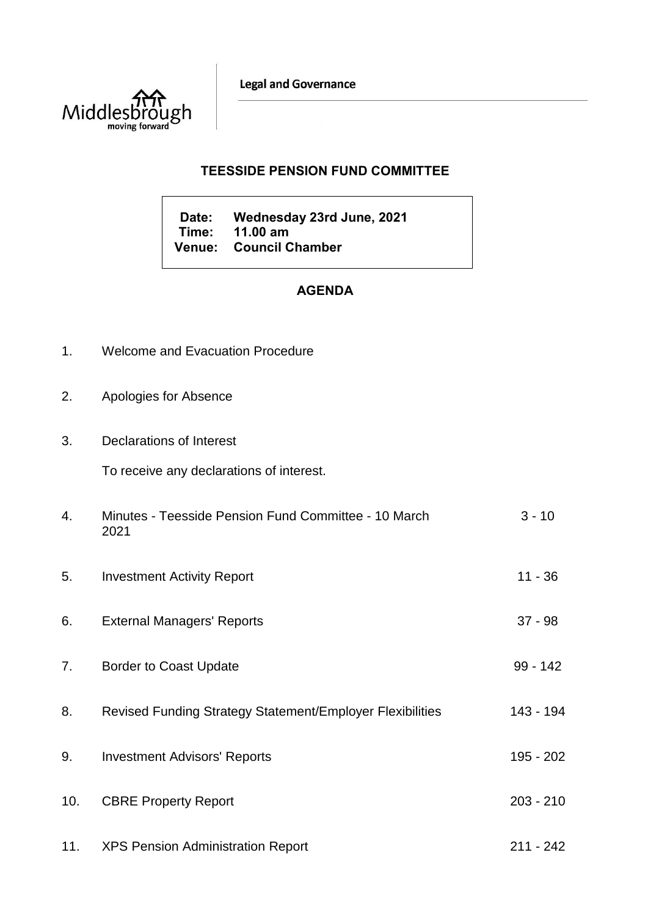Legal and Governance

## TEESSIDE PENSION FUND COMMITTEE

**Date:** Wednesday 23rd June, 2021
**Time:** 11.00 am
**Venue:** Council Chamber

## AGENDA

| | | |
|---|---|---|
| 1. | Welcome and Evacuation Procedure | |
| 2. | Apologies for Absence | |
| 3. | Declarations of Interest<br><br>To receive any declarations of interest. | |
| 4. | Minutes - Teesside Pension Fund Committee - 10 March 2021 | 3 - 10 |
| 5. | Investment Activity Report | 11 - 36 |
| 6. | External Managers' Reports | 37 - 98 |
| 7. | Border to Coast Update | 99 - 142 |
| 8. | Revised Funding Strategy Statement/Employer Flexibilities | 143 - 194 |
| 9. | Investment Advisors' Reports | 195 - 202 |
| 10. | CBRE Property Report | 203 - 210 |
| 11. | XPS Pension Administration Report | 211 - 242 |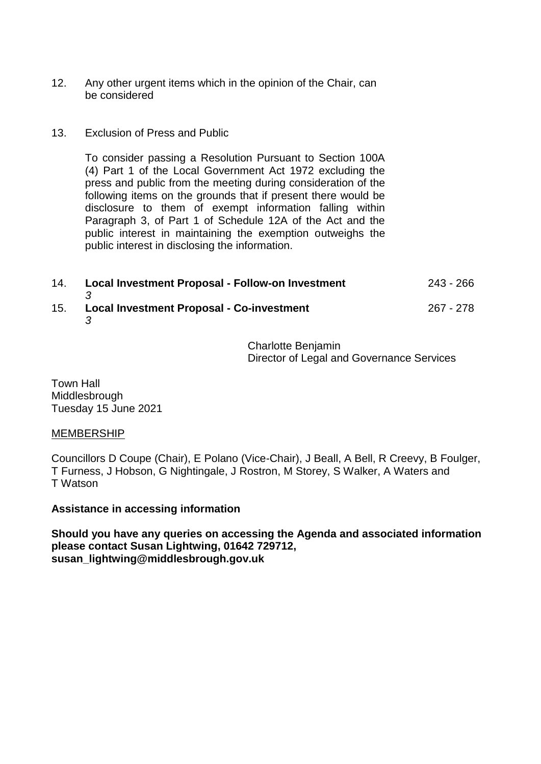12. Any other urgent items which in the opinion of the Chair, can be considered

13. Exclusion of Press and Public

    To consider passing a Resolution Pursuant to Section 100A (4) Part 1 of the Local Government Act 1972 excluding the press and public from the meeting during consideration of the following items on the grounds that if present there would be disclosure to them of exempt information falling within Paragraph 3, of Part 1 of Schedule 12A of the Act and the public interest in maintaining the exemption outweighs the public interest in disclosing the information.

| | | |
|---|---|---|
| 14. | **Local Investment Proposal - Follow-on Investment**<br>*3* | 243 - 266 |
| 15. | **Local Investment Proposal - Co-investment**<br>*3* | 267 - 278 |

Charlotte Benjamin
Director of Legal and Governance Services

Town Hall
Middlesbrough
Tuesday 15 June 2021

MEMBERSHIP

Councillors D Coupe (Chair), E Polano (Vice-Chair), J Beall, A Bell, R Creevy, B Foulger, T Furness, J Hobson, G Nightingale, J Rostron, M Storey, S Walker, A Waters and T Watson

**Assistance in accessing information**

**Should you have any queries on accessing the Agenda and associated information please contact Susan Lightwing, 01642 729712, susan_lightwing@middlesbrough.gov.uk**